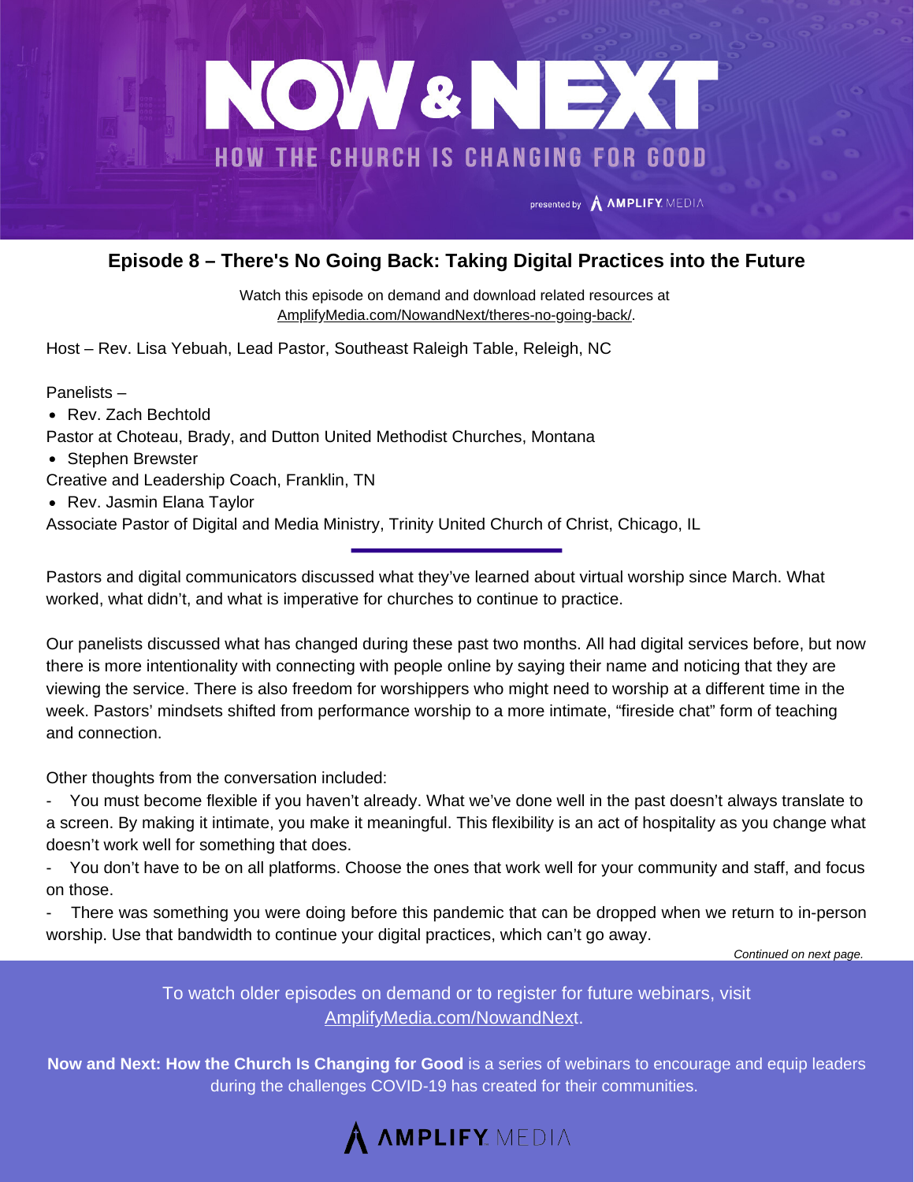# NOW & NEXT

## HOW THE CHURCH IS CHANGING FOR GOOD

presented by AMPLIFY MEDIA

### Episode 8 – There's No Going Back: Taking Digital Practices into the Future

Watch this episode on demand and download related resources at
AmplifyMedia.com/NowandNext/theres-no-going-back/.

Host – Rev. Lisa Yebuah, Lead Pastor, Southeast Raleigh Table, Releigh, NC

Panelists –

- Rev. Zach Bechtold

Pastor at Choteau, Brady, and Dutton United Methodist Churches, Montana

- Stephen Brewster

Creative and Leadership Coach, Franklin, TN

- Rev. Jasmin Elana Taylor

Associate Pastor of Digital and Media Ministry, Trinity United Church of Christ, Chicago, IL

---

Pastors and digital communicators discussed what they've learned about virtual worship since March. What worked, what didn't, and what is imperative for churches to continue to practice.

Our panelists discussed what has changed during these past two months. All had digital services before, but now there is more intentionality with connecting with people online by saying their name and noticing that they are viewing the service. There is also freedom for worshippers who might need to worship at a different time in the week. Pastors' mindsets shifted from performance worship to a more intimate, "fireside chat" form of teaching and connection.

Other thoughts from the conversation included:

- You must become flexible if you haven't already. What we've done well in the past doesn't always translate to a screen. By making it intimate, you make it meaningful. This flexibility is an act of hospitality as you change what doesn't work well for something that does.
- You don't have to be on all platforms. Choose the ones that work well for your community and staff, and focus on those.
- There was something you were doing before this pandemic that can be dropped when we return to in-person worship. Use that bandwidth to continue your digital practices, which can't go away.

*Continued on next page.*

To watch older episodes on demand or to register for future webinars, visit AmplifyMedia.com/NowandNext.

**Now and Next: How the Church Is Changing for Good** is a series of webinars to encourage and equip leaders during the challenges COVID-19 has created for their communities.

AMPLIFY MEDIA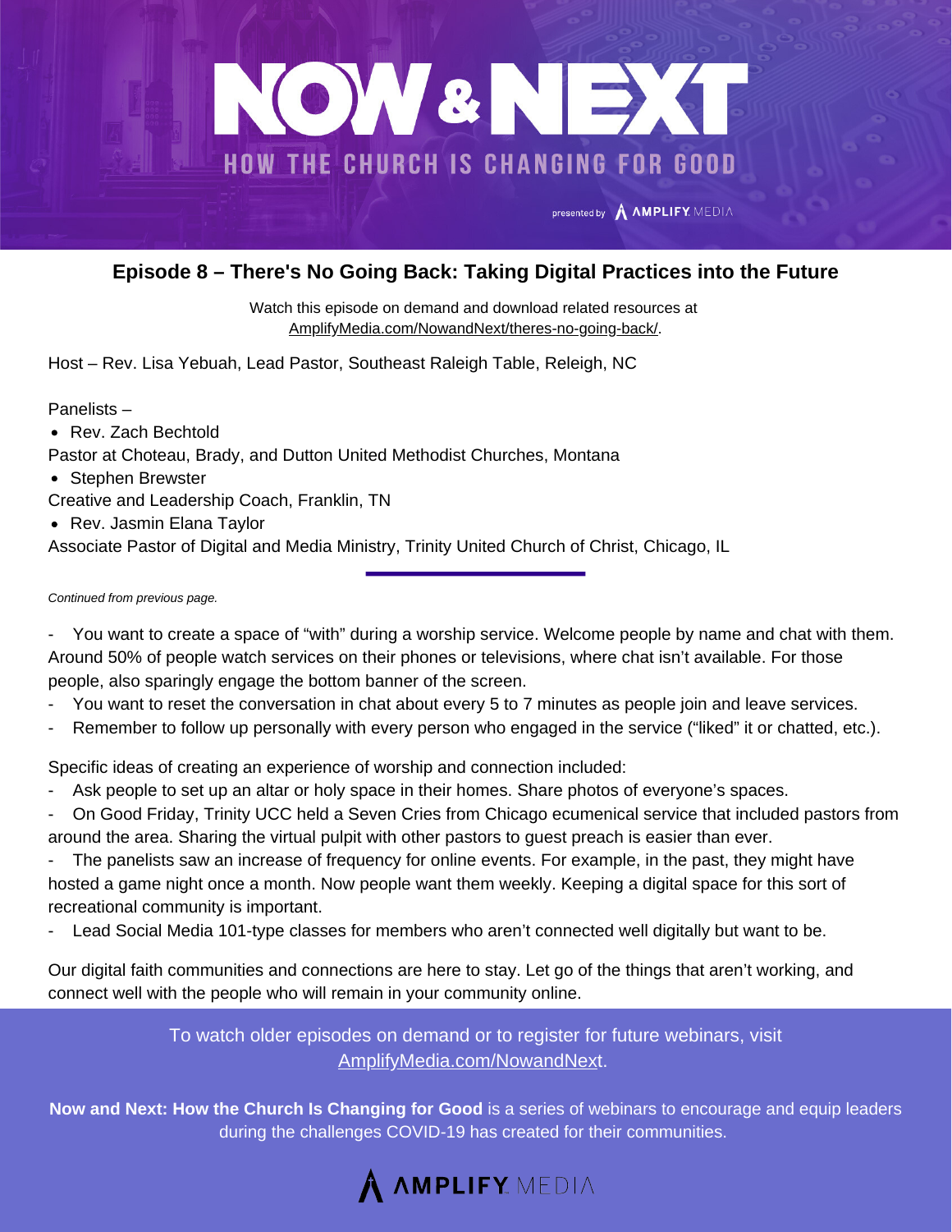# NOW & NEXT

## HOW THE CHURCH IS CHANGING FOR GOOD

presented by AMPLIFY MEDIA

### Episode 8 – There's No Going Back: Taking Digital Practices into the Future

Watch this episode on demand and download related resources at AmplifyMedia.com/NowandNext/theres-no-going-back/.

Host – Rev. Lisa Yebuah, Lead Pastor, Southeast Raleigh Table, Releigh, NC

Panelists –

- Rev. Zach Bechtold

Pastor at Choteau, Brady, and Dutton United Methodist Churches, Montana

- Stephen Brewster

Creative and Leadership Coach, Franklin, TN

- Rev. Jasmin Elana Taylor

Associate Pastor of Digital and Media Ministry, Trinity United Church of Christ, Chicago, IL

*Continued from previous page.*

- You want to create a space of "with" during a worship service. Welcome people by name and chat with them. Around 50% of people watch services on their phones or televisions, where chat isn't available. For those people, also sparingly engage the bottom banner of the screen.
- You want to reset the conversation in chat about every 5 to 7 minutes as people join and leave services.
- Remember to follow up personally with every person who engaged in the service ("liked" it or chatted, etc.).

Specific ideas of creating an experience of worship and connection included:

- Ask people to set up an altar or holy space in their homes. Share photos of everyone's spaces.
- On Good Friday, Trinity UCC held a Seven Cries from Chicago ecumenical service that included pastors from around the area. Sharing the virtual pulpit with other pastors to guest preach is easier than ever.
- The panelists saw an increase of frequency for online events. For example, in the past, they might have hosted a game night once a month. Now people want them weekly. Keeping a digital space for this sort of recreational community is important.
- Lead Social Media 101-type classes for members who aren't connected well digitally but want to be.

Our digital faith communities and connections are here to stay. Let go of the things that aren't working, and connect well with the people who will remain in your community online.

To watch older episodes on demand or to register for future webinars, visit AmplifyMedia.com/NowandNext.

**Now and Next: How the Church Is Changing for Good** is a series of webinars to encourage and equip leaders during the challenges COVID-19 has created for their communities.

AMPLIFY MEDIA